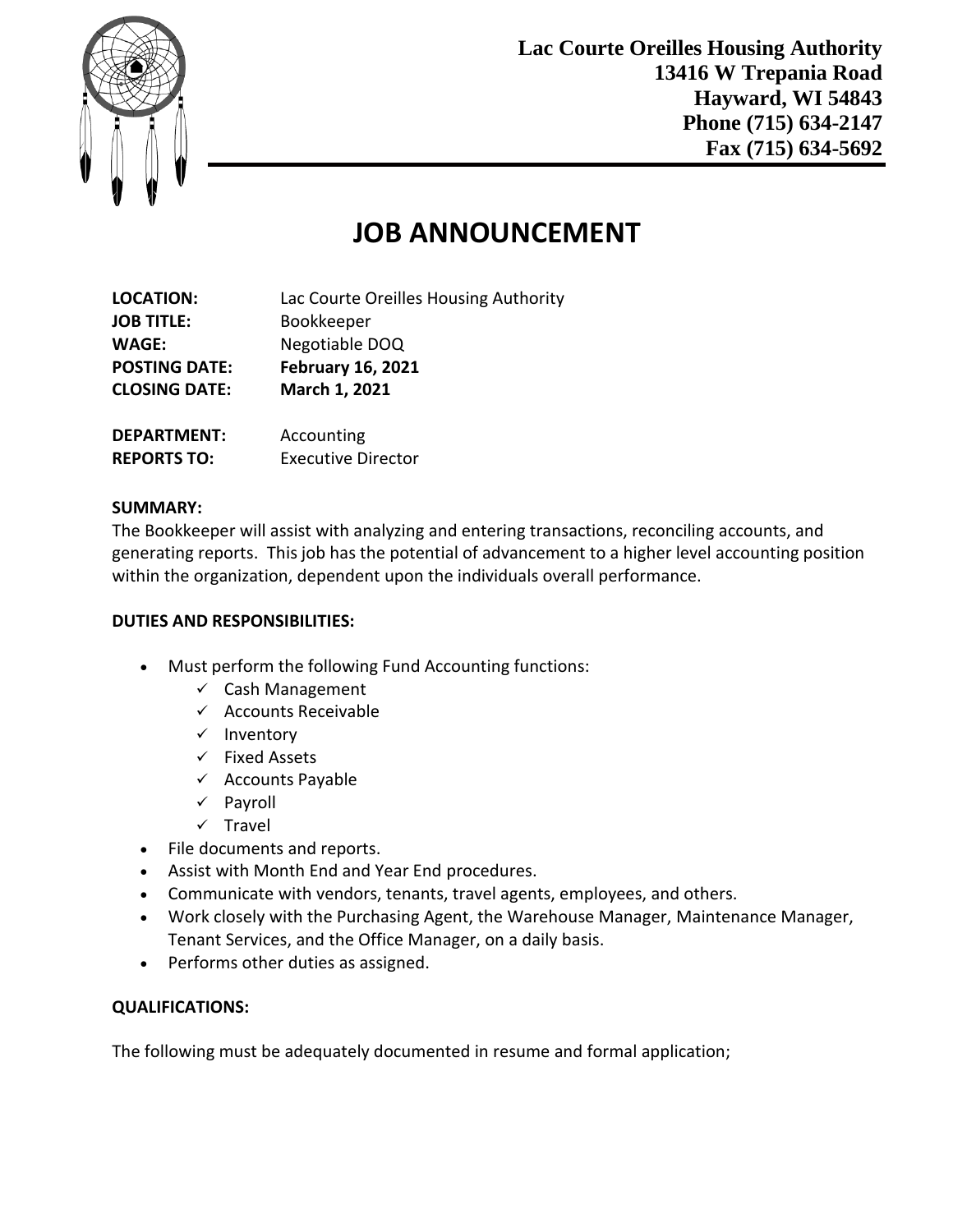**Lac Courte Oreilles Housing Authority**
**13416 W Trepania Road**
**Hayward, WI 54843**
**Phone (715) 634-2147**
**Fax (715) 634-5692**

# JOB ANNOUNCEMENT

**LOCATION:** Lac Courte Oreilles Housing Authority
**JOB TITLE:** Bookkeeper
**WAGE:** Negotiable DOQ
**POSTING DATE:** **February 16, 2021**
**CLOSING DATE:** **March 1, 2021**

**DEPARTMENT:** Accounting
**REPORTS TO:** Executive Director

**SUMMARY:**

The Bookkeeper will assist with analyzing and entering transactions, reconciling accounts, and generating reports. This job has the potential of advancement to a higher level accounting position within the organization, dependent upon the individuals overall performance.

**DUTIES AND RESPONSIBILITIES:**

- Must perform the following Fund Accounting functions:
  - ✓ Cash Management
  - ✓ Accounts Receivable
  - ✓ Inventory
  - ✓ Fixed Assets
  - ✓ Accounts Payable
  - ✓ Payroll
  - ✓ Travel
- File documents and reports.
- Assist with Month End and Year End procedures.
- Communicate with vendors, tenants, travel agents, employees, and others.
- Work closely with the Purchasing Agent, the Warehouse Manager, Maintenance Manager, Tenant Services, and the Office Manager, on a daily basis.
- Performs other duties as assigned.

**QUALIFICATIONS:**

The following must be adequately documented in resume and formal application;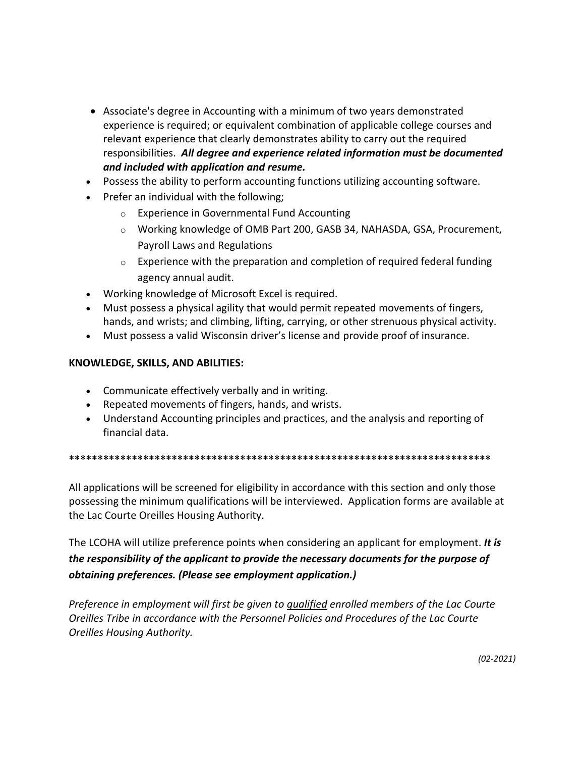- Associate's degree in Accounting with a minimum of two years demonstrated experience is required; or equivalent combination of applicable college courses and relevant experience that clearly demonstrates ability to carry out the required responsibilities. ***All degree and experience related information must be documented and included with application and resume.***
- Possess the ability to perform accounting functions utilizing accounting software.
- Prefer an individual with the following;
  - Experience in Governmental Fund Accounting
  - Working knowledge of OMB Part 200, GASB 34, NAHASDA, GSA, Procurement, Payroll Laws and Regulations
  - Experience with the preparation and completion of required federal funding agency annual audit.
- Working knowledge of Microsoft Excel is required.
- Must possess a physical agility that would permit repeated movements of fingers, hands, and wrists; and climbing, lifting, carrying, or other strenuous physical activity.
- Must possess a valid Wisconsin driver's license and provide proof of insurance.

**KNOWLEDGE, SKILLS, AND ABILITIES:**

- Communicate effectively verbally and in writing.
- Repeated movements of fingers, hands, and wrists.
- Understand Accounting principles and practices, and the analysis and reporting of financial data.

**************************************************************************

All applications will be screened for eligibility in accordance with this section and only those possessing the minimum qualifications will be interviewed. Application forms are available at the Lac Courte Oreilles Housing Authority.

The LCOHA will utilize preference points when considering an applicant for employment. ***It is the responsibility of the applicant to provide the necessary documents for the purpose of obtaining preferences. (Please see employment application.)***

*Preference in employment will first be given to <u>qualified</u> enrolled members of the Lac Courte Oreilles Tribe in accordance with the Personnel Policies and Procedures of the Lac Courte Oreilles Housing Authority.*

*(02-2021)*